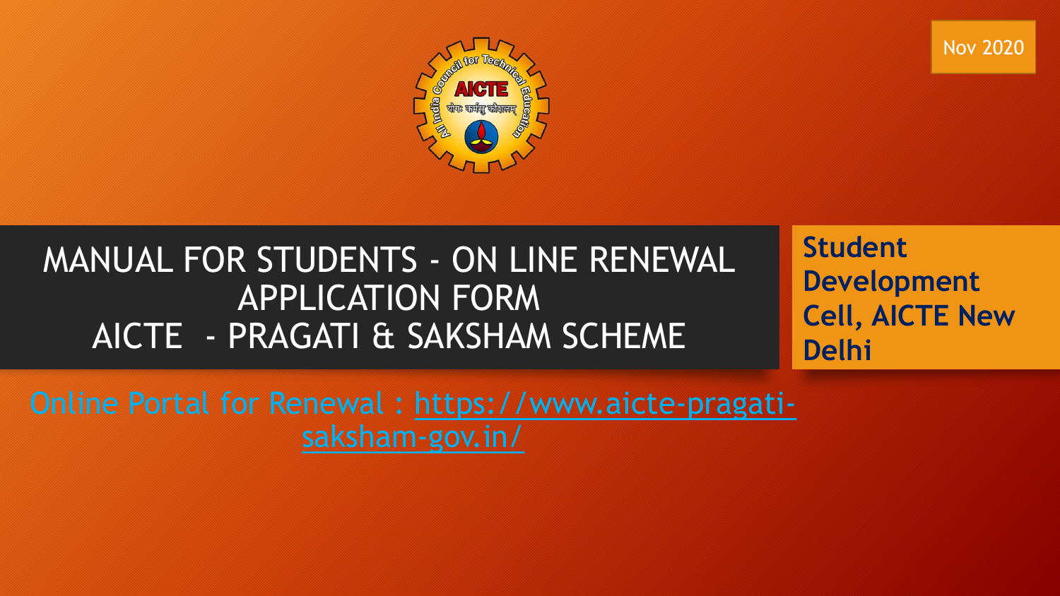Nov 2020

# MANUAL FOR STUDENTS - ON LINE RENEWAL APPLICATION FORM AICTE - PRAGATI & SAKSHAM SCHEME

**Student Development Cell, AICTE New Delhi**

Online Portal for Renewal : https://www.aicte-pragati-saksham-gov.in/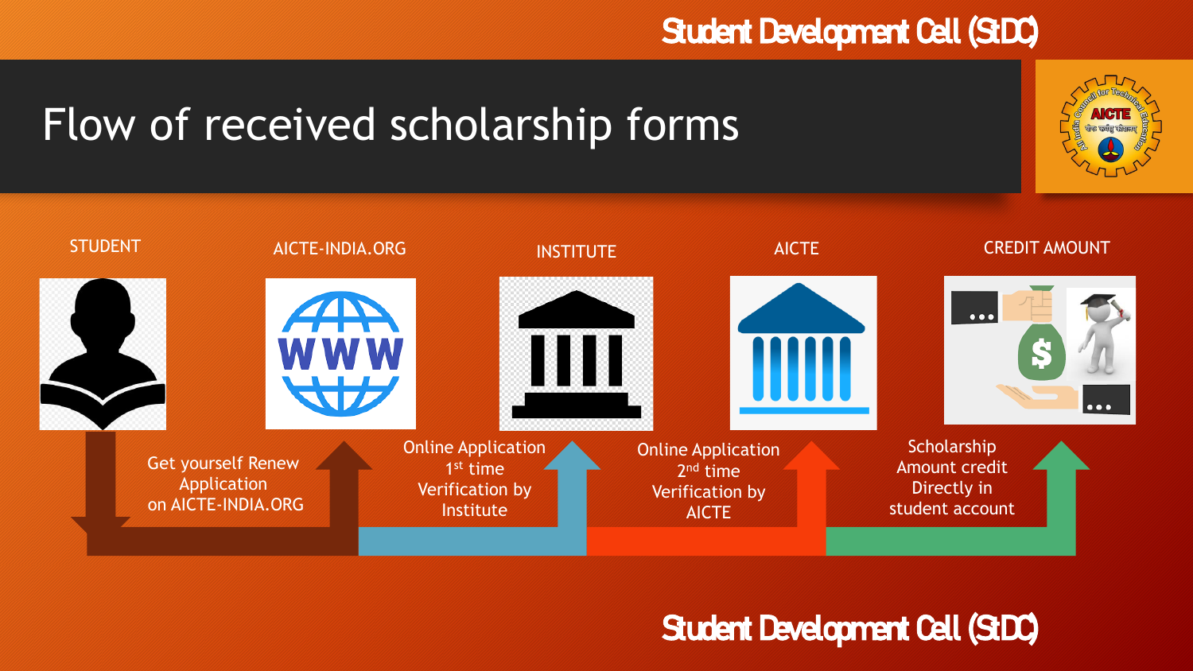# Flow of received scholarship forms

STUDENT → AICTE-INDIA.ORG → INSTITUTE → AICTE → CREDIT AMOUNT

1. **STUDENT → AICTE-INDIA.ORG:** Get yourself Renew Application on AICTE-INDIA.ORG
2. **AICTE-INDIA.ORG → INSTITUTE:** Online Application 1st time Verification by Institute
3. **INSTITUTE → AICTE:** Online Application 2nd time Verification by AICTE
4. **AICTE → CREDIT AMOUNT:** Scholarship Amount credit Directly in student account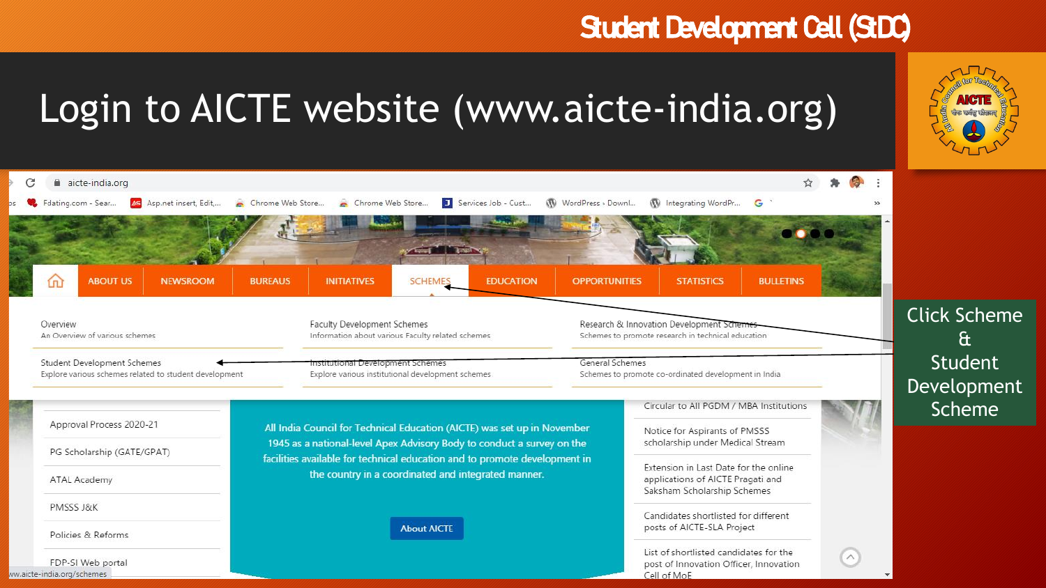# Login to AICTE website (www.aicte-india.org)

Click Scheme & Student Development Scheme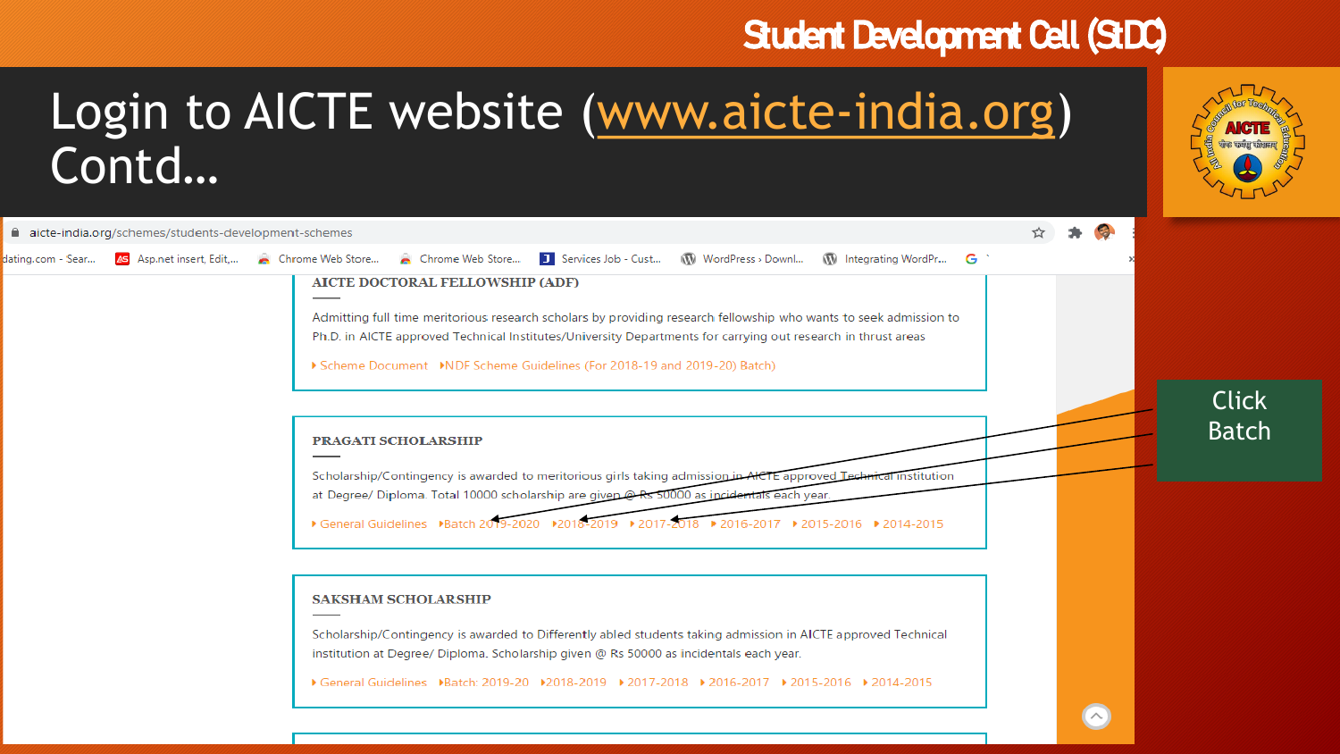# Login to AICTE website (www.aicte-india.org) Contd…

aicte-india.org/schemes/students-development-schemes

### AICTE DOCTORAL FELLOWSHIP (ADF)

Admitting full time meritorious research scholars by providing research fellowship who wants to seek admission to Ph.D. in AICTE approved Technical Institutes/University Departments for carrying out research in thrust areas

- Scheme Document
- NDF Scheme Guidelines (For 2018-19 and 2019-20) Batch)

### PRAGATI SCHOLARSHIP

Scholarship/Contingency is awarded to meritorious girls taking admission in AICTE approved Technical institution at Degree/ Diploma. Total 10000 scholarship are given @ Rs 50000 as incidentals each year.

- General Guidelines
- Batch 2019-2020
- 2018-2019
- 2017-2018
- 2016-2017
- 2015-2016
- 2014-2015

### SAKSHAM SCHOLARSHIP

Scholarship/Contingency is awarded to Differently abled students taking admission in AICTE approved Technical institution at Degree/ Diploma. Scholarship given @ Rs 50000 as incidentals each year.

- General Guidelines
- Batch: 2019-20
- 2018-2019
- 2017-2018
- 2016-2017
- 2015-2016
- 2014-2015

Click Batch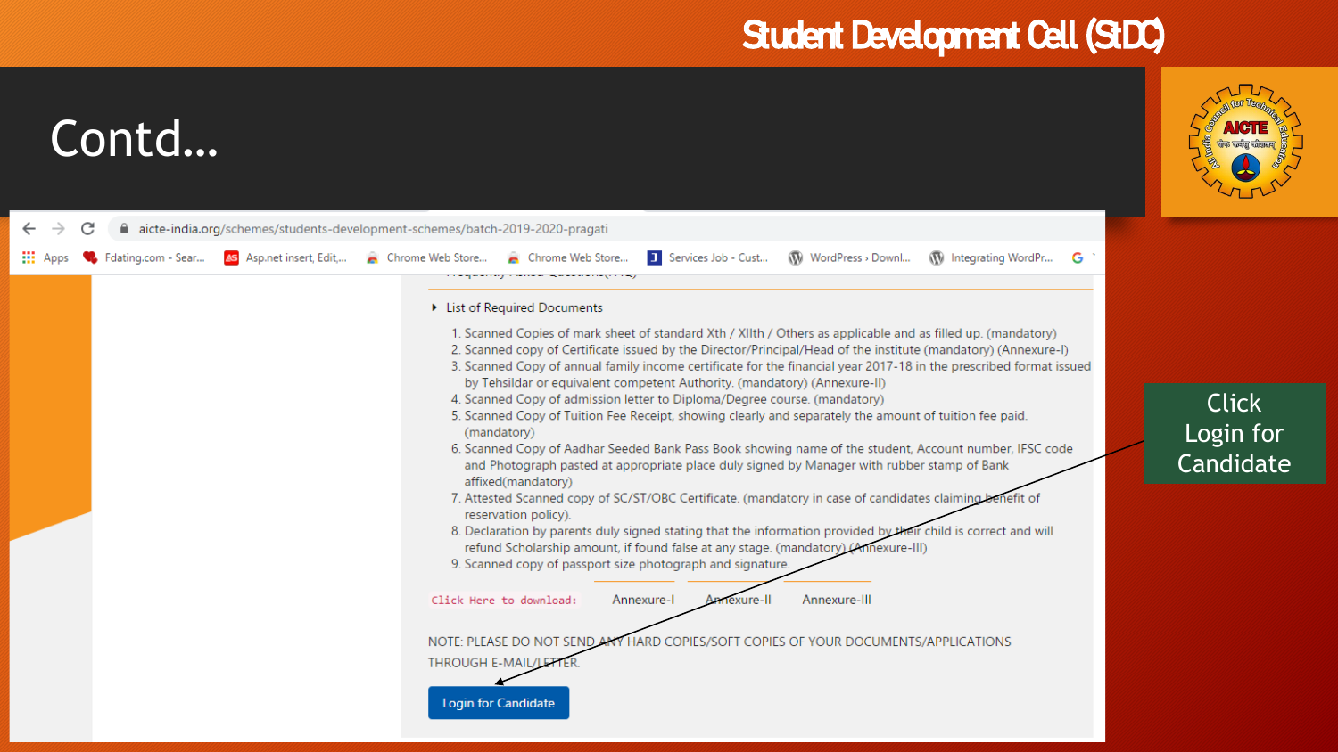# Student Development Cell (StDC)

## Contd...

aicte-india.org/schemes/students-development-schemes/batch-2019-2020-pragati

- List of Required Documents

1. Scanned Copies of mark sheet of standard Xth / XIIth / Others as applicable and as filled up. (mandatory)
2. Scanned copy of Certificate issued by the Director/Principal/Head of the institute (mandatory) (Annexure-I)
3. Scanned Copy of annual family income certificate for the financial year 2017-18 in the prescribed format issued by Tehsildar or equivalent competent Authority. (mandatory) (Annexure-II)
4. Scanned Copy of admission letter to Diploma/Degree course. (mandatory)
5. Scanned Copy of Tuition Fee Receipt, showing clearly and separately the amount of tuition fee paid. (mandatory)
6. Scanned Copy of Aadhar Seeded Bank Pass Book showing name of the student, Account number, IFSC code and Photograph pasted at appropriate place duly signed by Manager with rubber stamp of Bank affixed(mandatory)
7. Attested Scanned copy of SC/ST/OBC Certificate. (mandatory in case of candidates claiming benefit of reservation policy).
8. Declaration by parents duly signed stating that the information provided by their child is correct and will refund Scholarship amount, if found false at any stage. (mandatory) (Annexure-III)
9. Scanned copy of passport size photograph and signature.

Click Here to download: Annexure-I Annexure-II Annexure-III

NOTE: PLEASE DO NOT SEND ANY HARD COPIES/SOFT COPIES OF YOUR DOCUMENTS/APPLICATIONS THROUGH E-MAIL/LETTER.

Login for Candidate

Click Login for Candidate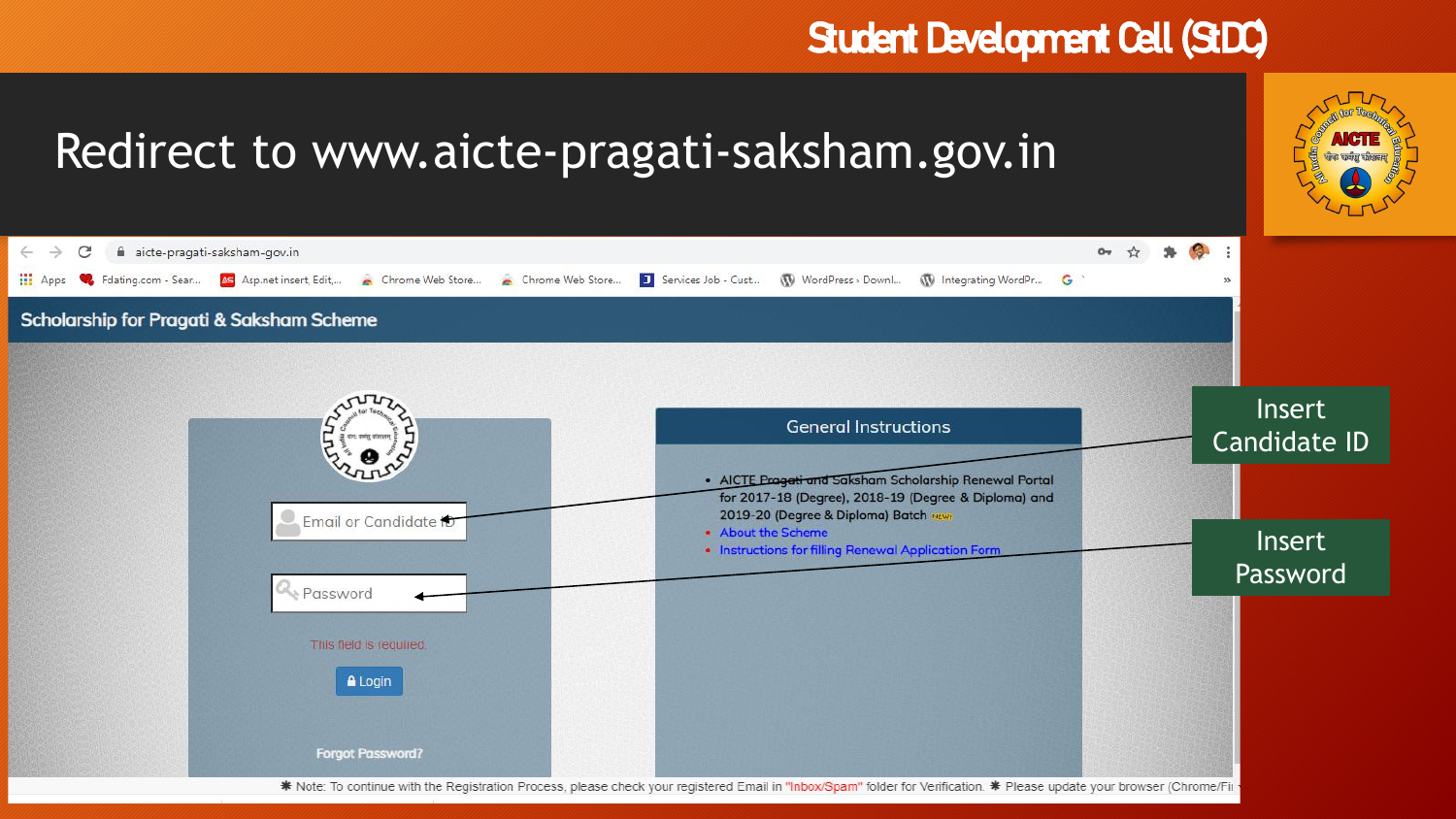Student Development Cell (StDC)

# Redirect to www.aicte-pragati-saksham.gov.in

aicte-pragati-saksham-gov.in

## Scholarship for Pragati & Saksham Scheme

Email or Candidate ID

Password

This field is required.

Login

Forgot Password?

### General Instructions

- AICTE Pragati and Saksham Scholarship Renewal Portal for 2017-18 (Degree), 2018-19 (Degree & Diploma) and 2019-20 (Degree & Diploma) Batch NEW!
- About the Scheme
- Instructions for filling Renewal Application Form

Insert Candidate ID

Insert Password

✱ Note: To continue with the Registration Process, please check your registered Email in "Inbox/Spam" folder for Verification. ✱ Please update your browser (Chrome/Fi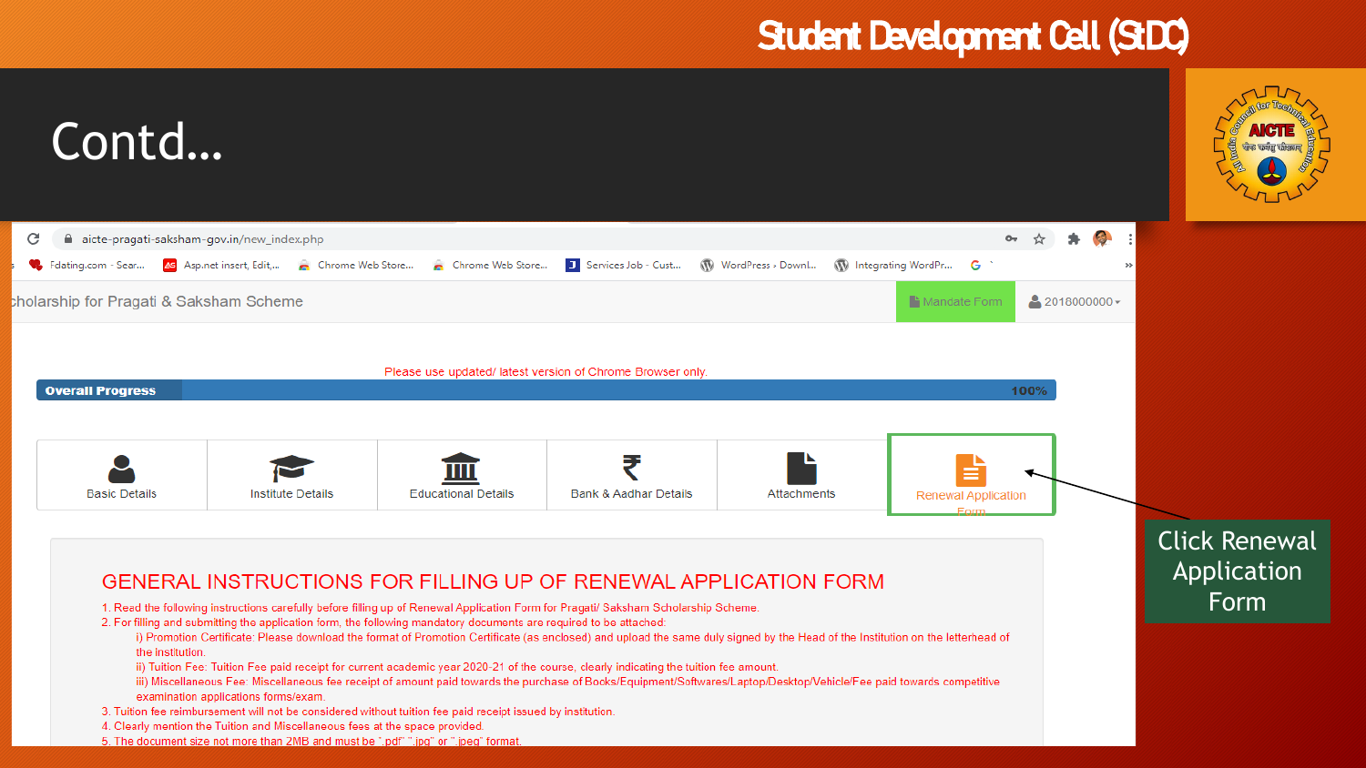# Contd...

Scholarship for Pragati & Saksham Scheme

Mandate Form | 2018000000

Please use updated/ latest version of Chrome Browser only.

Overall Progress 100%

Basic Details | Institute Details | Educational Details | Bank & Aadhar Details | Attachments | Renewal Application Form

Click Renewal Application Form

## GENERAL INSTRUCTIONS FOR FILLING UP OF RENEWAL APPLICATION FORM

1. Read the following instructions carefully before filling up of Renewal Application Form for Pragati/ Saksham Scholarship Scheme.
2. For filling and submitting the application form, the following mandatory documents are required to be attached:
   - i) Promotion Certificate: Please download the format of Promotion Certificate (as enclosed) and upload the same duly signed by the Head of the Institution on the letterhead of the institution.
   - ii) Tuition Fee: Tuition Fee paid receipt for current academic year 2020-21 of the course, clearly indicating the tuition fee amount.
   - iii) Miscellaneous Fee: Miscellaneous fee receipt of amount paid towards the purchase of Books/Equipment/Softwares/Laptop/Desktop/Vehicle/Fee paid towards competitive examination applications forms/exam.
3. Tuition fee reimbursement will not be considered without tuition fee paid receipt issued by institution.
4. Clearly mention the Tuition and Miscellaneous fees at the space provided.
5. The document size not more than 2MB and must be ".pdf" ".jpg" or ".jpeg" format.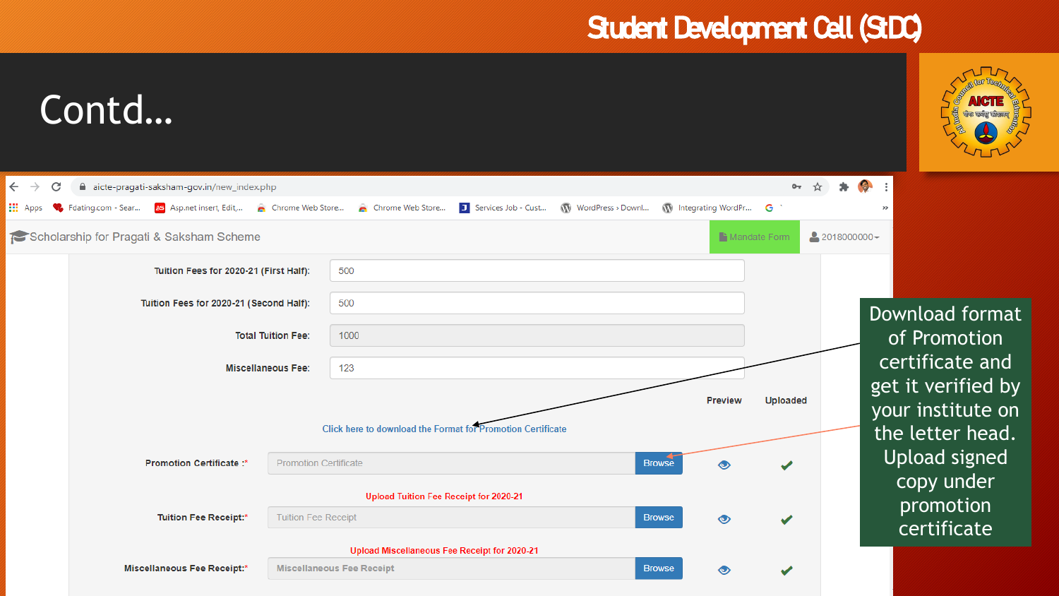# Student Development Cell (StDC)

## Contd...

aicte-pragati-saksham-gov.in/new_index.php

Scholarship for Pragati & Saksham Scheme

Mandate Form

2018000000

Tuition Fees for 2020-21 (First Half): 500

Tuition Fees for 2020-21 (Second Half): 500

Total Tuition Fee: 1000

Miscellaneous Fee: 123

Preview | Uploaded

Click here to download the Format for Promotion Certificate

Promotion Certificate :* Promotion Certificate | Browse

Upload Tuition Fee Receipt for 2020-21

Tuition Fee Receipt:* Tuition Fee Receipt | Browse

Upload Miscellaneous Fee Receipt for 2020-21

Miscellaneous Fee Receipt:* Miscellaneous Fee Receipt | Browse

Download format of Promotion certificate and get it verified by your institute on the letter head. Upload signed copy under promotion certificate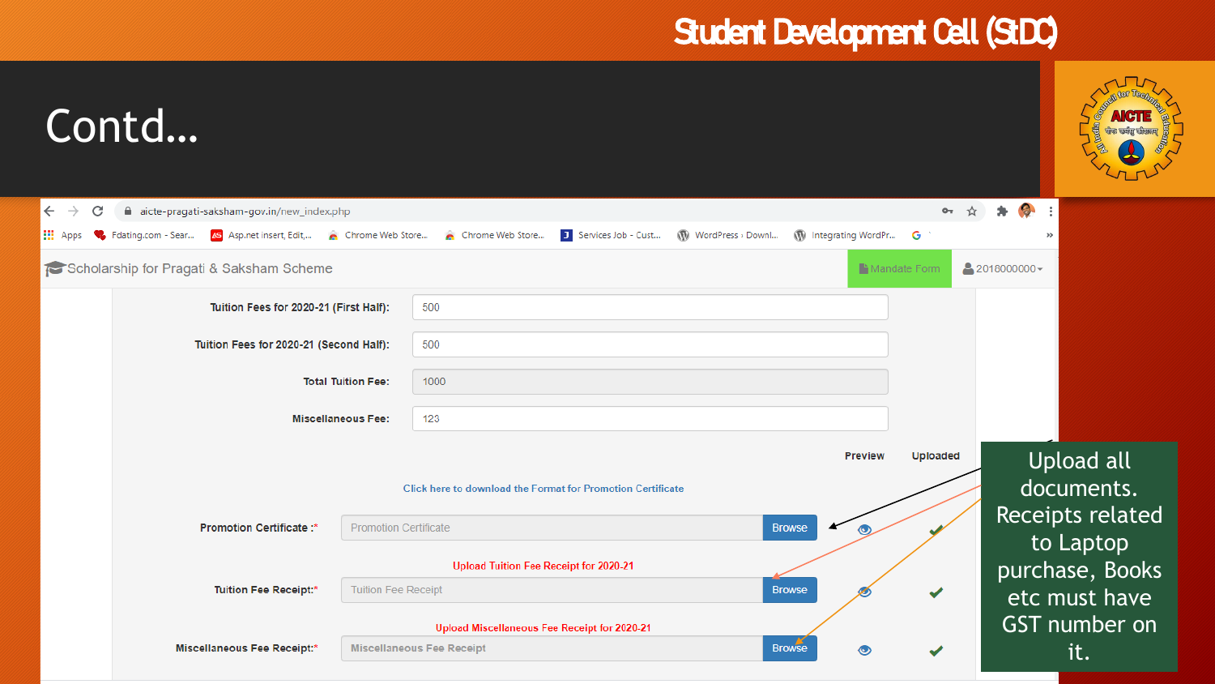# Contd...

Student Development Cell (StDC)

aicte-pragati-saksham-gov.in/new_index.php

Scholarship for Pragati & Saksham Scheme

Mandate Form | 2018000000

| Field | Value |
|---|---|
| Tuition Fees for 2020-21 (First Half): | 500 |
| Tuition Fees for 2020-21 (Second Half): | 500 |
| Total Tuition Fee: | 1000 |
| Miscellaneous Fee: | 123 |

Click here to download the Format for Promotion Certificate

| Document | Upload | Preview | Uploaded |
|---|---|---|---|
| Promotion Certificate :* | Promotion Certificate — Browse | 👁 | ✔ |
| Tuition Fee Receipt:* (Upload Tuition Fee Receipt for 2020-21) | Tuition Fee Receipt — Browse | 👁 | ✔ |
| Miscellaneous Fee Receipt:* (Upload Miscellaneous Fee Receipt for 2020-21) | Miscellaneous Fee Receipt — Browse | 👁 | ✔ |

Upload all documents. Receipts related to Laptop purchase, Books etc must have GST number on it.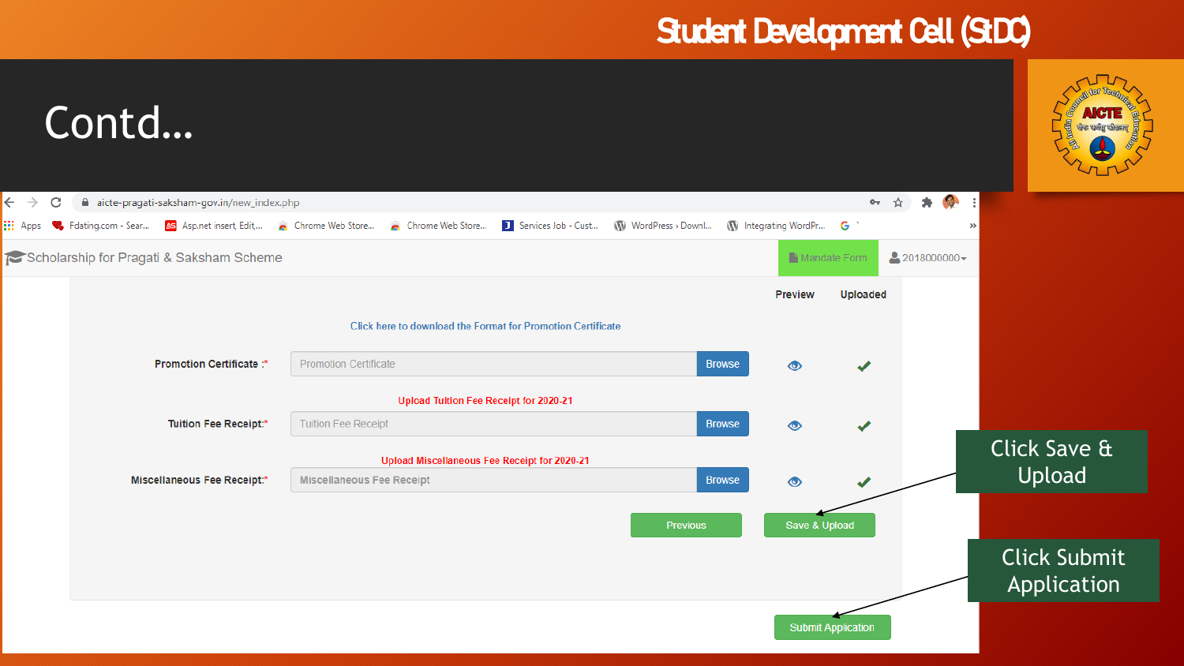# Contd...

Scholarship for Pragati & Saksham Scheme

Mandate Form | 2018000000

Click here to download the Format for Promotion Certificate

| | | | Preview | Uploaded |
|---|---|---|---|---|
| Promotion Certificate :* | Promotion Certificate | Browse | | ✓ |
| Tuition Fee Receipt:* | Tuition Fee Receipt | Browse | | ✓ |
| Miscellaneous Fee Receipt:* | Miscellaneous Fee Receipt | Browse | | ✓ |

Upload Tuition Fee Receipt for 2020-21

Upload Miscellaneous Fee Receipt for 2020-21

Previous | Save & Upload

Submit Application

Click Save & Upload

Click Submit Application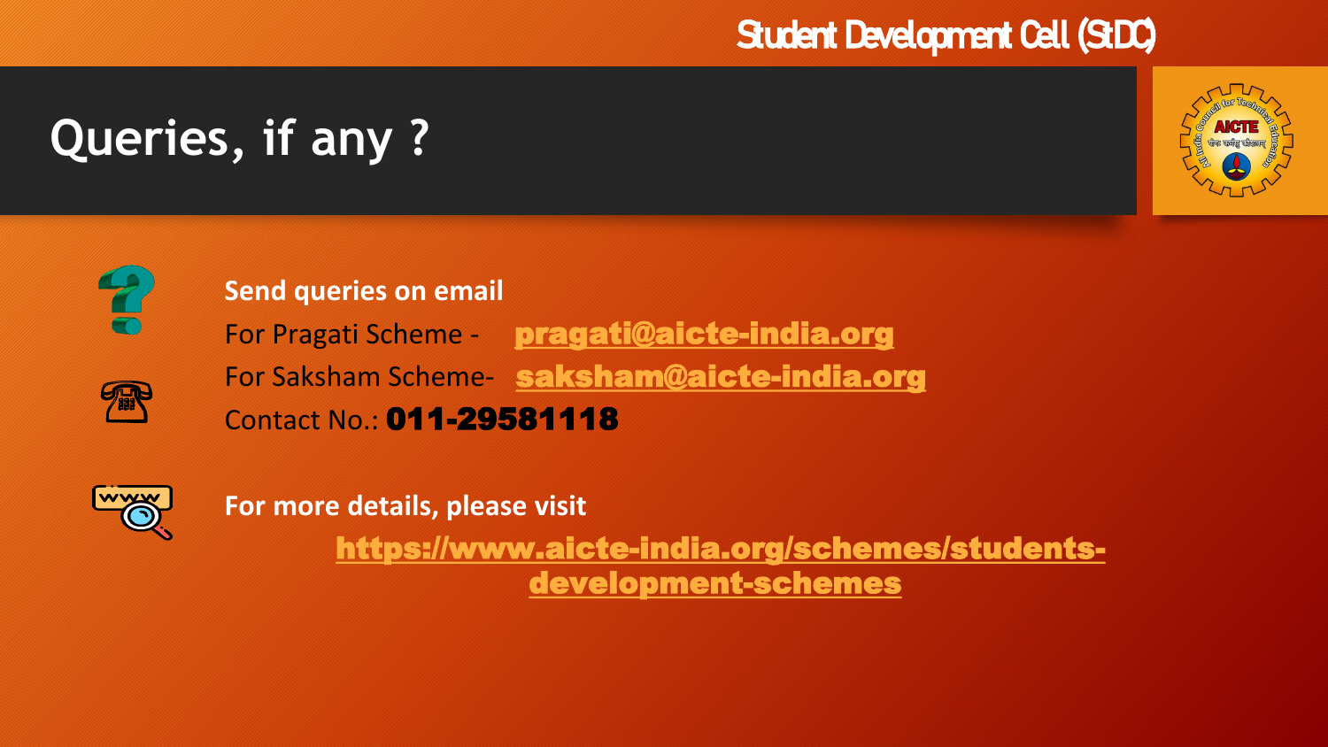Student Development Cell (StDC)

# Queries, if any ?

**Send queries on email**

For Pragati Scheme - pragati@aicte-india.org

For Saksham Scheme- saksham@aicte-india.org

Contact No.: **011-29581118**

**For more details, please visit**

https://www.aicte-india.org/schemes/students-development-schemes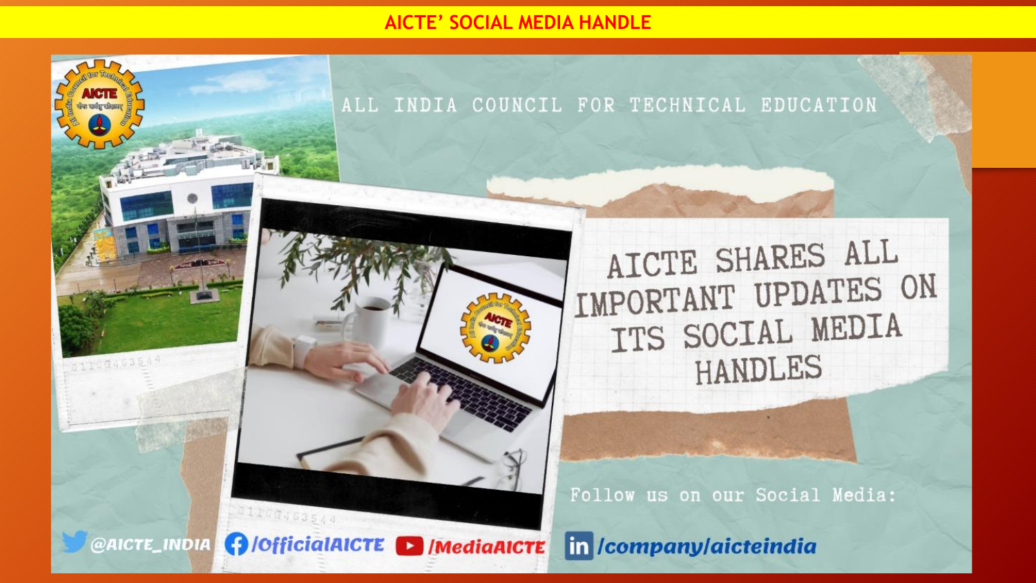# AICTE' SOCIAL MEDIA HANDLE

ALL INDIA COUNCIL FOR TECHNICAL EDUCATION

AICTE SHARES ALL IMPORTANT UPDATES ON ITS SOCIAL MEDIA HANDLES

Follow us on our Social Media:

@AICTE_INDIA /OfficialAICTE /MediaAICTE /company/aicteindia